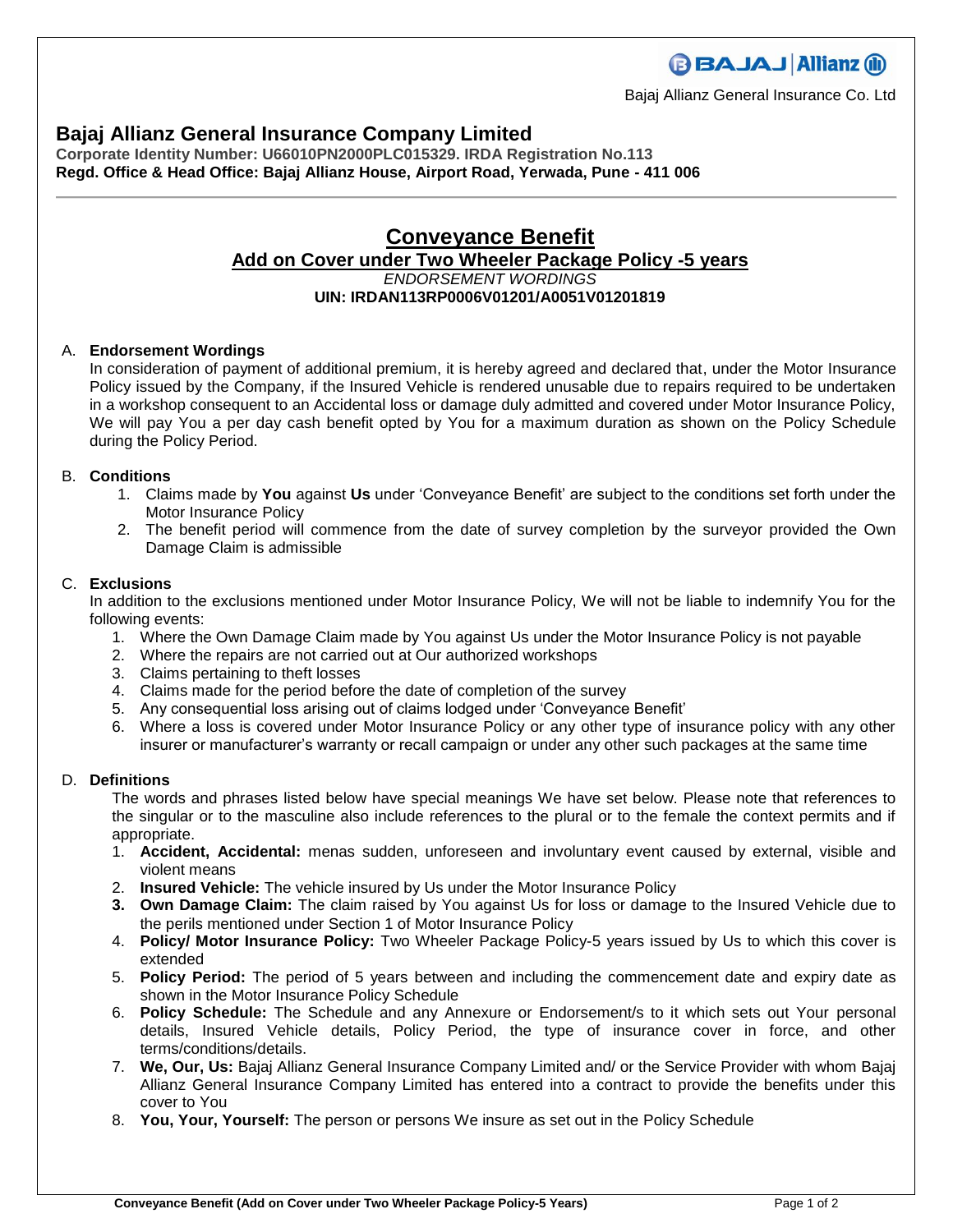Bajaj Allianz General Insurance Co. Ltd

# Bajaj Allianz General Insurance Company Limited

**Corporate Identity Number: U66010PN2000PLC015329. IRDA Registration No.113**
**Regd. Office & Head Office: Bajaj Allianz House, Airport Road, Yerwada, Pune - 411 006**

---

## Conveyance Benefit

### Add on Cover under Two Wheeler Package Policy -5 years

*ENDORSEMENT WORDINGS*

**UIN: IRDAN113RP0006V01201/A0051V01201819**

A. **Endorsement Wordings**

In consideration of payment of additional premium, it is hereby agreed and declared that, under the Motor Insurance Policy issued by the Company, if the Insured Vehicle is rendered unusable due to repairs required to be undertaken in a workshop consequent to an Accidental loss or damage duly admitted and covered under Motor Insurance Policy, We will pay You a per day cash benefit opted by You for a maximum duration as shown on the Policy Schedule during the Policy Period.

B. **Conditions**

1. Claims made by **You** against **Us** under 'Conveyance Benefit' are subject to the conditions set forth under the Motor Insurance Policy
2. The benefit period will commence from the date of survey completion by the surveyor provided the Own Damage Claim is admissible

C. **Exclusions**

In addition to the exclusions mentioned under Motor Insurance Policy, We will not be liable to indemnify You for the following events:

1. Where the Own Damage Claim made by You against Us under the Motor Insurance Policy is not payable
2. Where the repairs are not carried out at Our authorized workshops
3. Claims pertaining to theft losses
4. Claims made for the period before the date of completion of the survey
5. Any consequential loss arising out of claims lodged under 'Conveyance Benefit'
6. Where a loss is covered under Motor Insurance Policy or any other type of insurance policy with any other insurer or manufacturer's warranty or recall campaign or under any other such packages at the same time

D. **Definitions**

The words and phrases listed below have special meanings We have set below. Please note that references to the singular or to the masculine also include references to the plural or to the female the context permits and if appropriate.

1. **Accident, Accidental:** menas sudden, unforeseen and involuntary event caused by external, visible and violent means
2. **Insured Vehicle:** The vehicle insured by Us under the Motor Insurance Policy
3. **Own Damage Claim:** The claim raised by You against Us for loss or damage to the Insured Vehicle due to the perils mentioned under Section 1 of Motor Insurance Policy
4. **Policy/ Motor Insurance Policy:** Two Wheeler Package Policy-5 years issued by Us to which this cover is extended
5. **Policy Period:** The period of 5 years between and including the commencement date and expiry date as shown in the Motor Insurance Policy Schedule
6. **Policy Schedule:** The Schedule and any Annexure or Endorsement/s to it which sets out Your personal details, Insured Vehicle details, Policy Period, the type of insurance cover in force, and other terms/conditions/details.
7. **We, Our, Us:** Bajaj Allianz General Insurance Company Limited and/ or the Service Provider with whom Bajaj Allianz General Insurance Company Limited has entered into a contract to provide the benefits under this cover to You
8. **You, Your, Yourself:** The person or persons We insure as set out in the Policy Schedule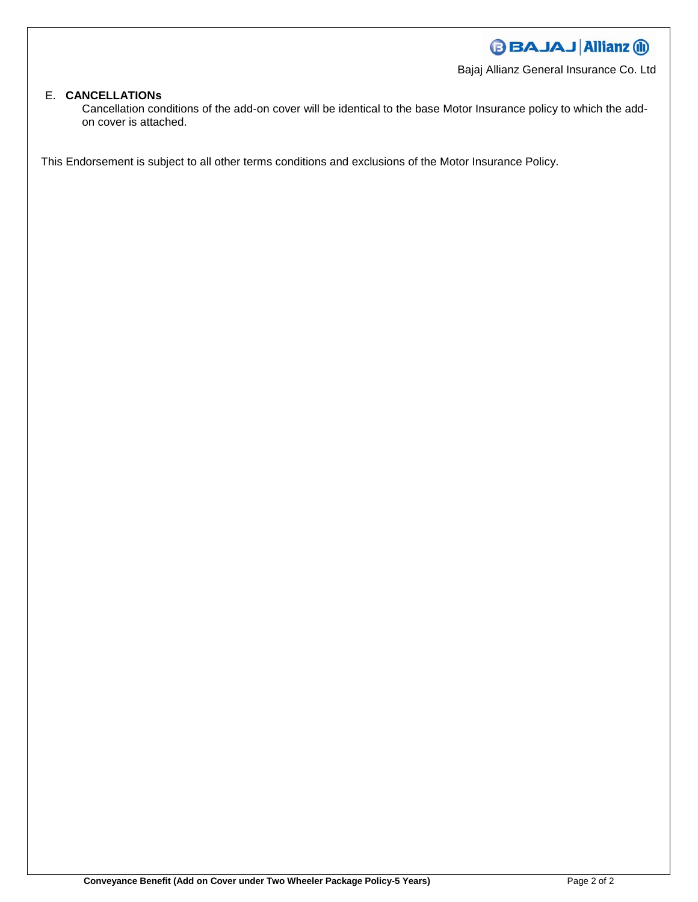E. **CANCELLATIONs**

Cancellation conditions of the add-on cover will be identical to the base Motor Insurance policy to which the add-on cover is attached.

This Endorsement is subject to all other terms conditions and exclusions of the Motor Insurance Policy.